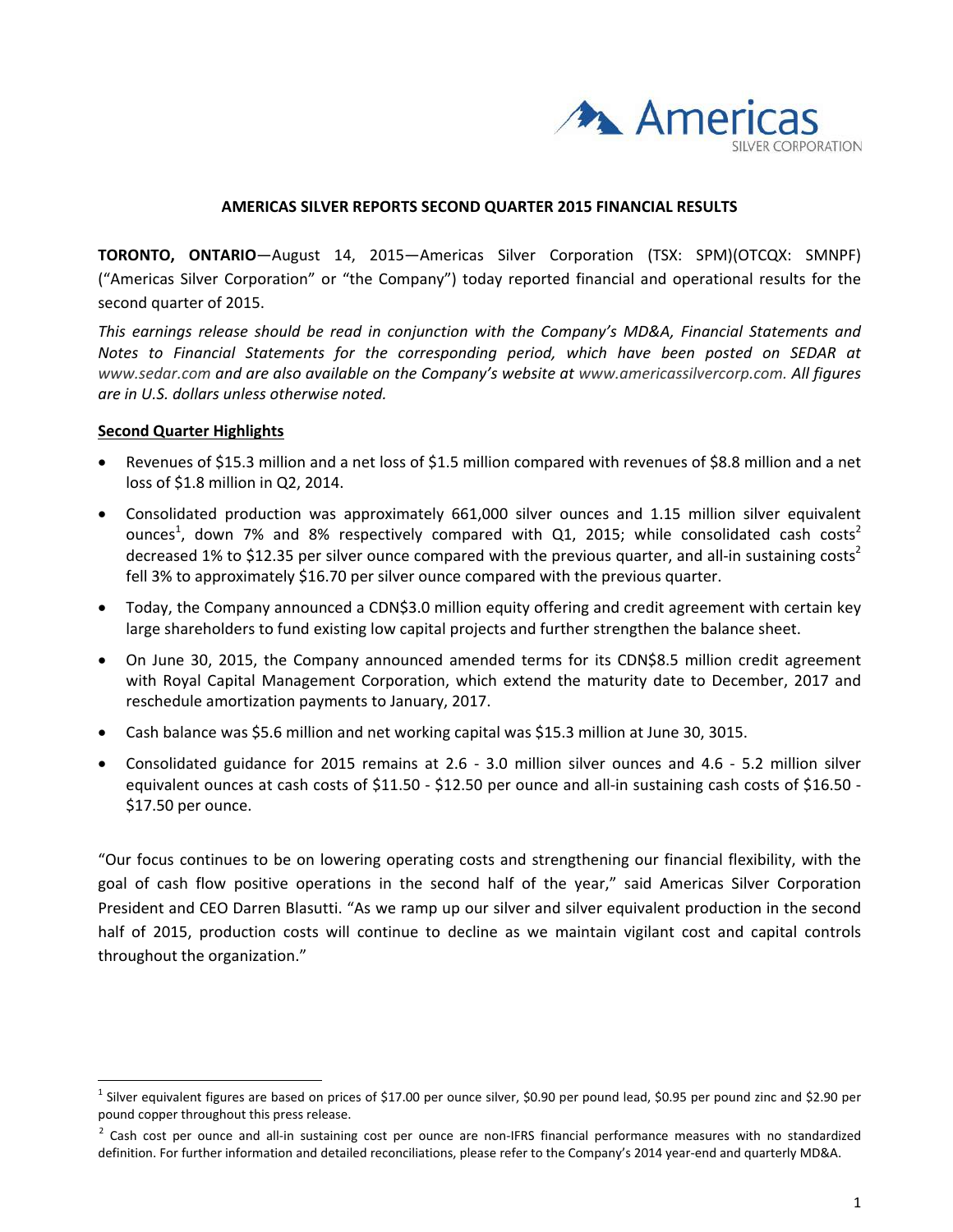# AMERICAS SILVER REPORTS SECOND QUARTER 2015 FINANCIAL RESULTS

**TORONTO, ONTARIO**—August 14, 2015—Americas Silver Corporation (TSX: SPM)(OTCQX: SMNPF) ("Americas Silver Corporation" or "the Company") today reported financial and operational results for the second quarter of 2015.

*This earnings release should be read in conjunction with the Company's MD&A, Financial Statements and Notes to Financial Statements for the corresponding period, which have been posted on SEDAR at* www.sedar.com *and are also available on the Company's website at* www.americassilvercorp.com. *All figures are in U.S. dollars unless otherwise noted.*

## Second Quarter Highlights

- Revenues of $15.3 million and a net loss of $1.5 million compared with revenues of $8.8 million and a net loss of $1.8 million in Q2, 2014.
- Consolidated production was approximately 661,000 silver ounces and 1.15 million silver equivalent ounces[1], down 7% and 8% respectively compared with Q1, 2015; while consolidated cash costs[2] decreased 1% to $12.35 per silver ounce compared with the previous quarter, and all-in sustaining costs[2] fell 3% to approximately $16.70 per silver ounce compared with the previous quarter.
- Today, the Company announced a CDN$3.0 million equity offering and credit agreement with certain key large shareholders to fund existing low capital projects and further strengthen the balance sheet.
- On June 30, 2015, the Company announced amended terms for its CDN$8.5 million credit agreement with Royal Capital Management Corporation, which extend the maturity date to December, 2017 and reschedule amortization payments to January, 2017.
- Cash balance was $5.6 million and net working capital was $15.3 million at June 30, 3015.
- Consolidated guidance for 2015 remains at 2.6 - 3.0 million silver ounces and 4.6 - 5.2 million silver equivalent ounces at cash costs of $11.50 - $12.50 per ounce and all-in sustaining cash costs of $16.50 - $17.50 per ounce.

"Our focus continues to be on lowering operating costs and strengthening our financial flexibility, with the goal of cash flow positive operations in the second half of the year," said Americas Silver Corporation President and CEO Darren Blasutti. "As we ramp up our silver and silver equivalent production in the second half of 2015, production costs will continue to decline as we maintain vigilant cost and capital controls throughout the organization."

---

[1] Silver equivalent figures are based on prices of $17.00 per ounce silver, $0.90 per pound lead, $0.95 per pound zinc and $2.90 per pound copper throughout this press release.

[2] Cash cost per ounce and all-in sustaining cost per ounce are non-IFRS financial performance measures with no standardized definition. For further information and detailed reconciliations, please refer to the Company's 2014 year-end and quarterly MD&A.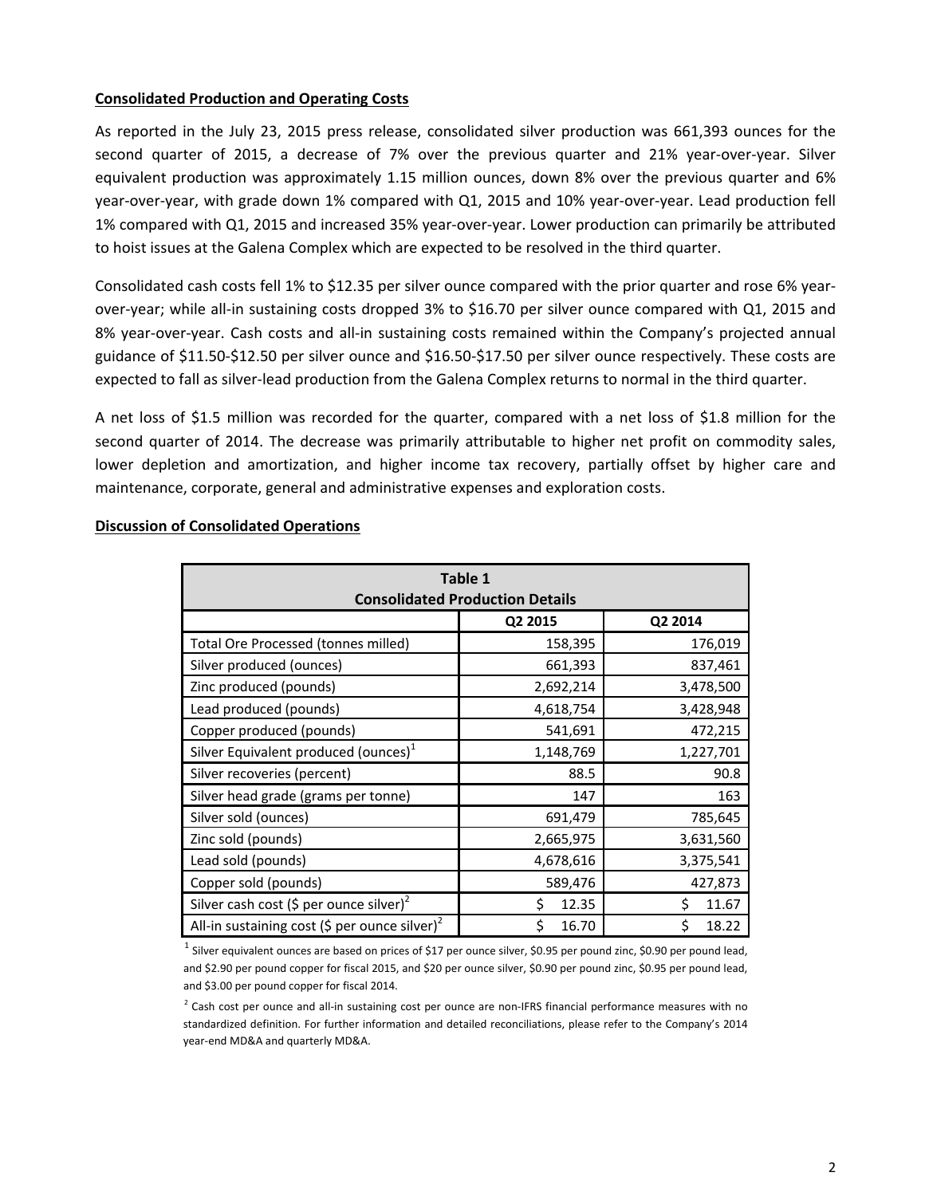## Consolidated Production and Operating Costs

As reported in the July 23, 2015 press release, consolidated silver production was 661,393 ounces for the second quarter of 2015, a decrease of 7% over the previous quarter and 21% year-over-year. Silver equivalent production was approximately 1.15 million ounces, down 8% over the previous quarter and 6% year-over-year, with grade down 1% compared with Q1, 2015 and 10% year-over-year. Lead production fell 1% compared with Q1, 2015 and increased 35% year-over-year. Lower production can primarily be attributed to hoist issues at the Galena Complex which are expected to be resolved in the third quarter.

Consolidated cash costs fell 1% to $12.35 per silver ounce compared with the prior quarter and rose 6% year-over-year; while all-in sustaining costs dropped 3% to $16.70 per silver ounce compared with Q1, 2015 and 8% year-over-year. Cash costs and all-in sustaining costs remained within the Company's projected annual guidance of $11.50-$12.50 per silver ounce and $16.50-$17.50 per silver ounce respectively. These costs are expected to fall as silver-lead production from the Galena Complex returns to normal in the third quarter.

A net loss of $1.5 million was recorded for the quarter, compared with a net loss of $1.8 million for the second quarter of 2014. The decrease was primarily attributable to higher net profit on commodity sales, lower depletion and amortization, and higher income tax recovery, partially offset by higher care and maintenance, corporate, general and administrative expenses and exploration costs.

## Discussion of Consolidated Operations

**Table 1**
**Consolidated Production Details**

| | Q2 2015 | Q2 2014 |
|---|---|---|
| Total Ore Processed (tonnes milled) | 158,395 | 176,019 |
| Silver produced (ounces) | 661,393 | 837,461 |
| Zinc produced (pounds) | 2,692,214 | 3,478,500 |
| Lead produced (pounds) | 4,618,754 | 3,428,948 |
| Copper produced (pounds) | 541,691 | 472,215 |
| Silver Equivalent produced (ounces)[1] | 1,148,769 | 1,227,701 |
| Silver recoveries (percent) | 88.5 | 90.8 |
| Silver head grade (grams per tonne) | 147 | 163 |
| Silver sold (ounces) | 691,479 | 785,645 |
| Zinc sold (pounds) | 2,665,975 | 3,631,560 |
| Lead sold (pounds) | 4,678,616 | 3,375,541 |
| Copper sold (pounds) | 589,476 | 427,873 |
| Silver cash cost ($ per ounce silver)[2] | $ 12.35 | $ 11.67 |
| All-in sustaining cost ($ per ounce silver)[2] | $ 16.70 | $ 18.22 |

[1] Silver equivalent ounces are based on prices of $17 per ounce silver, $0.95 per pound zinc, $0.90 per pound lead, and $2.90 per pound copper for fiscal 2015, and $20 per ounce silver, $0.90 per pound zinc, $0.95 per pound lead, and $3.00 per pound copper for fiscal 2014.

[2] Cash cost per ounce and all-in sustaining cost per ounce are non-IFRS financial performance measures with no standardized definition. For further information and detailed reconciliations, please refer to the Company's 2014 year-end MD&A and quarterly MD&A.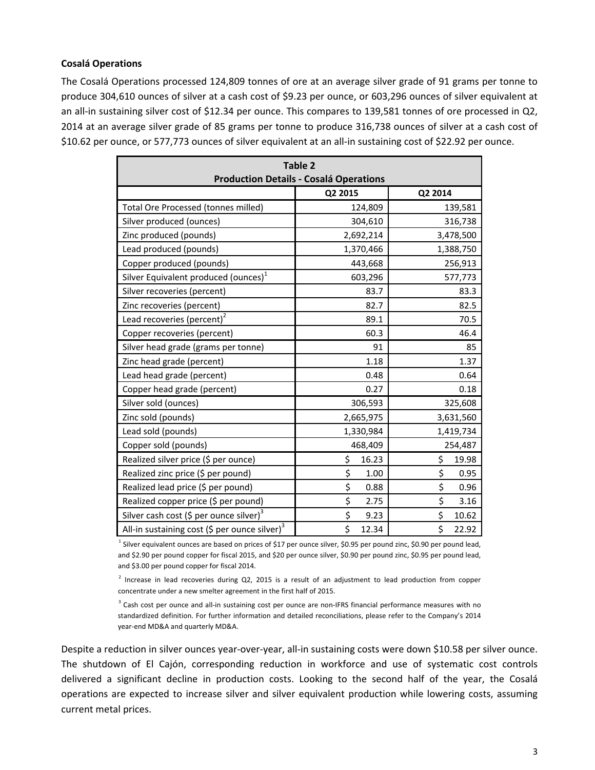**Cosalá Operations**

The Cosalá Operations processed 124,809 tonnes of ore at an average silver grade of 91 grams per tonne to produce 304,610 ounces of silver at a cash cost of $9.23 per ounce, or 603,296 ounces of silver equivalent at an all-in sustaining silver cost of $12.34 per ounce. This compares to 139,581 tonnes of ore processed in Q2, 2014 at an average silver grade of 85 grams per tonne to produce 316,738 ounces of silver at a cash cost of $10.62 per ounce, or 577,773 ounces of silver equivalent at an all-in sustaining cost of $22.92 per ounce.

| Table 2<br>Production Details - Cosalá Operations | | |
|---|---|---|
| | Q2 2015 | Q2 2014 |
| Total Ore Processed (tonnes milled) | 124,809 | 139,581 |
| Silver produced (ounces) | 304,610 | 316,738 |
| Zinc produced (pounds) | 2,692,214 | 3,478,500 |
| Lead produced (pounds) | 1,370,466 | 1,388,750 |
| Copper produced (pounds) | 443,668 | 256,913 |
| Silver Equivalent produced (ounces)[1] | 603,296 | 577,773 |
| Silver recoveries (percent) | 83.7 | 83.3 |
| Zinc recoveries (percent) | 82.7 | 82.5 |
| Lead recoveries (percent)[2] | 89.1 | 70.5 |
| Copper recoveries (percent) | 60.3 | 46.4 |
| Silver head grade (grams per tonne) | 91 | 85 |
| Zinc head grade (percent) | 1.18 | 1.37 |
| Lead head grade (percent) | 0.48 | 0.64 |
| Copper head grade (percent) | 0.27 | 0.18 |
| Silver sold (ounces) | 306,593 | 325,608 |
| Zinc sold (pounds) | 2,665,975 | 3,631,560 |
| Lead sold (pounds) | 1,330,984 | 1,419,734 |
| Copper sold (pounds) | 468,409 | 254,487 |
| Realized silver price ($ per ounce) | $ 16.23 | $ 19.98 |
| Realized zinc price ($ per pound) | $ 1.00 | $ 0.95 |
| Realized lead price ($ per pound) | $ 0.88 | $ 0.96 |
| Realized copper price ($ per pound) | $ 2.75 | $ 3.16 |
| Silver cash cost ($ per ounce silver)[3] | $ 9.23 | $ 10.62 |
| All-in sustaining cost ($ per ounce silver)[3] | $ 12.34 | $ 22.92 |

[1] Silver equivalent ounces are based on prices of $17 per ounce silver, $0.95 per pound zinc, $0.90 per pound lead, and $2.90 per pound copper for fiscal 2015, and $20 per ounce silver, $0.90 per pound zinc, $0.95 per pound lead, and $3.00 per pound copper for fiscal 2014.

[2] Increase in lead recoveries during Q2, 2015 is a result of an adjustment to lead production from copper concentrate under a new smelter agreement in the first half of 2015.

[3] Cash cost per ounce and all-in sustaining cost per ounce are non-IFRS financial performance measures with no standardized definition. For further information and detailed reconciliations, please refer to the Company's 2014 year-end MD&A and quarterly MD&A.

Despite a reduction in silver ounces year-over-year, all-in sustaining costs were down $10.58 per silver ounce. The shutdown of El Cajón, corresponding reduction in workforce and use of systematic cost controls delivered a significant decline in production costs. Looking to the second half of the year, the Cosalá operations are expected to increase silver and silver equivalent production while lowering costs, assuming current metal prices.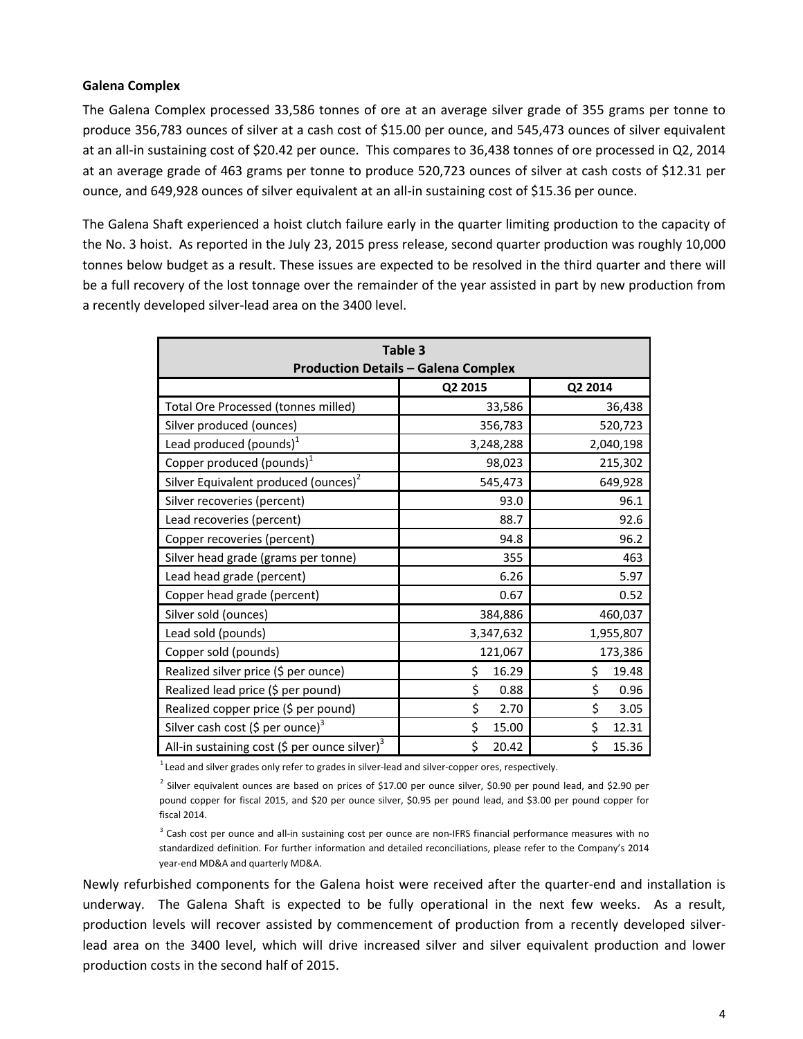**Galena Complex**

The Galena Complex processed 33,586 tonnes of ore at an average silver grade of 355 grams per tonne to produce 356,783 ounces of silver at a cash cost of $15.00 per ounce, and 545,473 ounces of silver equivalent at an all-in sustaining cost of $20.42 per ounce. This compares to 36,438 tonnes of ore processed in Q2, 2014 at an average grade of 463 grams per tonne to produce 520,723 ounces of silver at cash costs of $12.31 per ounce, and 649,928 ounces of silver equivalent at an all-in sustaining cost of $15.36 per ounce.

The Galena Shaft experienced a hoist clutch failure early in the quarter limiting production to the capacity of the No. 3 hoist. As reported in the July 23, 2015 press release, second quarter production was roughly 10,000 tonnes below budget as a result. These issues are expected to be resolved in the third quarter and there will be a full recovery of the lost tonnage over the remainder of the year assisted in part by new production from a recently developed silver-lead area on the 3400 level.

**Table 3**
**Production Details – Galena Complex**

| | Q2 2015 | Q2 2014 |
|---|---|---|
| Total Ore Processed (tonnes milled) | 33,586 | 36,438 |
| Silver produced (ounces) | 356,783 | 520,723 |
| Lead produced (pounds)[1] | 3,248,288 | 2,040,198 |
| Copper produced (pounds)[1] | 98,023 | 215,302 |
| Silver Equivalent produced (ounces)[2] | 545,473 | 649,928 |
| Silver recoveries (percent) | 93.0 | 96.1 |
| Lead recoveries (percent) | 88.7 | 92.6 |
| Copper recoveries (percent) | 94.8 | 96.2 |
| Silver head grade (grams per tonne) | 355 | 463 |
| Lead head grade (percent) | 6.26 | 5.97 |
| Copper head grade (percent) | 0.67 | 0.52 |
| Silver sold (ounces) | 384,886 | 460,037 |
| Lead sold (pounds) | 3,347,632 | 1,955,807 |
| Copper sold (pounds) | 121,067 | 173,386 |
| Realized silver price ($ per ounce) | $ 16.29 | $ 19.48 |
| Realized lead price ($ per pound) | $ 0.88 | $ 0.96 |
| Realized copper price ($ per pound) | $ 2.70 | $ 3.05 |
| Silver cash cost ($ per ounce)[3] | $ 15.00 | $ 12.31 |
| All-in sustaining cost ($ per ounce silver)[3] | $ 20.42 | $ 15.36 |

[1] Lead and silver grades only refer to grades in silver-lead and silver-copper ores, respectively.

[2] Silver equivalent ounces are based on prices of $17.00 per ounce silver, $0.90 per pound lead, and $2.90 per pound copper for fiscal 2015, and $20 per ounce silver, $0.95 per pound lead, and $3.00 per pound copper for fiscal 2014.

[3] Cash cost per ounce and all-in sustaining cost per ounce are non-IFRS financial performance measures with no standardized definition. For further information and detailed reconciliations, please refer to the Company's 2014 year-end MD&A and quarterly MD&A.

Newly refurbished components for the Galena hoist were received after the quarter-end and installation is underway. The Galena Shaft is expected to be fully operational in the next few weeks. As a result, production levels will recover assisted by commencement of production from a recently developed silver-lead area on the 3400 level, which will drive increased silver and silver equivalent production and lower production costs in the second half of 2015.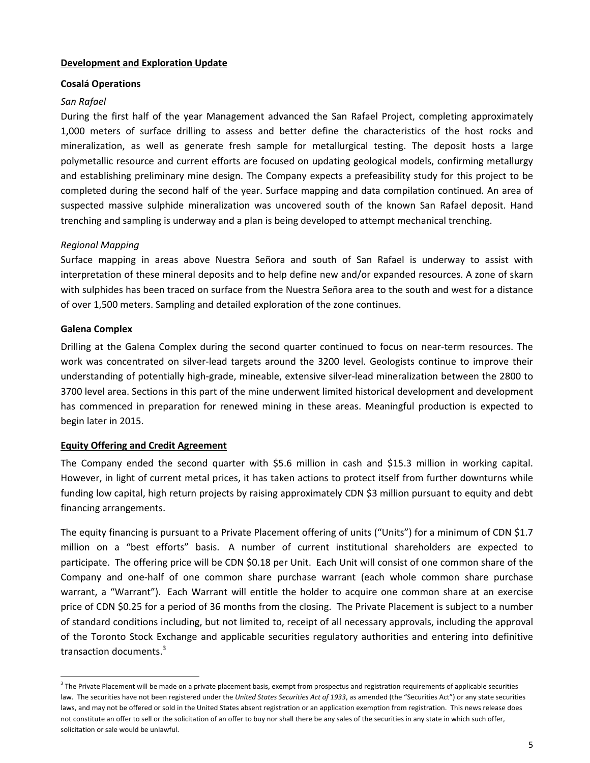## Development and Exploration Update

### Cosalá Operations

*San Rafael*

During the first half of the year Management advanced the San Rafael Project, completing approximately 1,000 meters of surface drilling to assess and better define the characteristics of the host rocks and mineralization, as well as generate fresh sample for metallurgical testing. The deposit hosts a large polymetallic resource and current efforts are focused on updating geological models, confirming metallurgy and establishing preliminary mine design. The Company expects a prefeasibility study for this project to be completed during the second half of the year. Surface mapping and data compilation continued. An area of suspected massive sulphide mineralization was uncovered south of the known San Rafael deposit. Hand trenching and sampling is underway and a plan is being developed to attempt mechanical trenching.

*Regional Mapping*

Surface mapping in areas above Nuestra Señora and south of San Rafael is underway to assist with interpretation of these mineral deposits and to help define new and/or expanded resources. A zone of skarn with sulphides has been traced on surface from the Nuestra Señora area to the south and west for a distance of over 1,500 meters. Sampling and detailed exploration of the zone continues.

### Galena Complex

Drilling at the Galena Complex during the second quarter continued to focus on near-term resources. The work was concentrated on silver-lead targets around the 3200 level. Geologists continue to improve their understanding of potentially high-grade, mineable, extensive silver-lead mineralization between the 2800 to 3700 level area. Sections in this part of the mine underwent limited historical development and development has commenced in preparation for renewed mining in these areas. Meaningful production is expected to begin later in 2015.

## Equity Offering and Credit Agreement

The Company ended the second quarter with $5.6 million in cash and $15.3 million in working capital. However, in light of current metal prices, it has taken actions to protect itself from further downturns while funding low capital, high return projects by raising approximately CDN $3 million pursuant to equity and debt financing arrangements.

The equity financing is pursuant to a Private Placement offering of units ("Units") for a minimum of CDN $1.7 million on a "best efforts" basis. A number of current institutional shareholders are expected to participate. The offering price will be CDN $0.18 per Unit. Each Unit will consist of one common share of the Company and one-half of one common share purchase warrant (each whole common share purchase warrant, a "Warrant"). Each Warrant will entitle the holder to acquire one common share at an exercise price of CDN $0.25 for a period of 36 months from the closing. The Private Placement is subject to a number of standard conditions including, but not limited to, receipt of all necessary approvals, including the approval of the Toronto Stock Exchange and applicable securities regulatory authorities and entering into definitive transaction documents.[3]

[3] The Private Placement will be made on a private placement basis, exempt from prospectus and registration requirements of applicable securities law. The securities have not been registered under the *United States Securities Act of 1933*, as amended (the "Securities Act") or any state securities laws, and may not be offered or sold in the United States absent registration or an application exemption from registration. This news release does not constitute an offer to sell or the solicitation of an offer to buy nor shall there be any sales of the securities in any state in which such offer, solicitation or sale would be unlawful.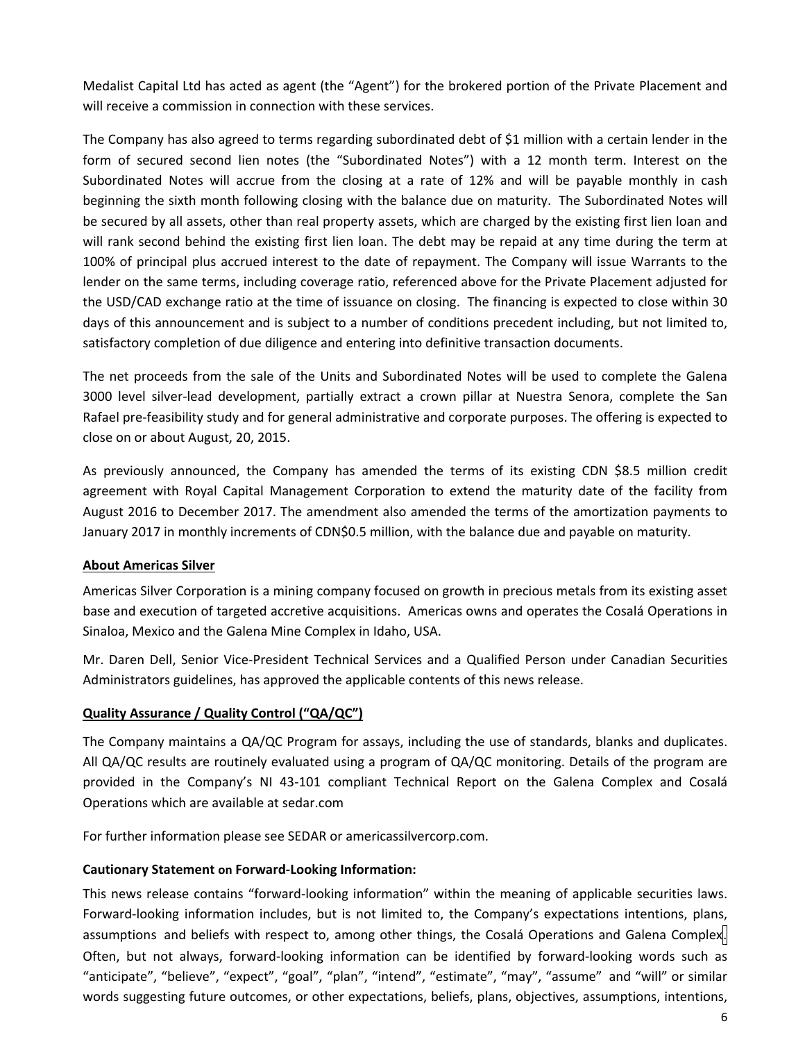Medalist Capital Ltd has acted as agent (the "Agent") for the brokered portion of the Private Placement and will receive a commission in connection with these services.

The Company has also agreed to terms regarding subordinated debt of $1 million with a certain lender in the form of secured second lien notes (the "Subordinated Notes") with a 12 month term. Interest on the Subordinated Notes will accrue from the closing at a rate of 12% and will be payable monthly in cash beginning the sixth month following closing with the balance due on maturity. The Subordinated Notes will be secured by all assets, other than real property assets, which are charged by the existing first lien loan and will rank second behind the existing first lien loan. The debt may be repaid at any time during the term at 100% of principal plus accrued interest to the date of repayment. The Company will issue Warrants to the lender on the same terms, including coverage ratio, referenced above for the Private Placement adjusted for the USD/CAD exchange ratio at the time of issuance on closing. The financing is expected to close within 30 days of this announcement and is subject to a number of conditions precedent including, but not limited to, satisfactory completion of due diligence and entering into definitive transaction documents.

The net proceeds from the sale of the Units and Subordinated Notes will be used to complete the Galena 3000 level silver-lead development, partially extract a crown pillar at Nuestra Senora, complete the San Rafael pre-feasibility study and for general administrative and corporate purposes. The offering is expected to close on or about August, 20, 2015.

As previously announced, the Company has amended the terms of its existing CDN $8.5 million credit agreement with Royal Capital Management Corporation to extend the maturity date of the facility from August 2016 to December 2017. The amendment also amended the terms of the amortization payments to January 2017 in monthly increments of CDN$0.5 million, with the balance due and payable on maturity.

**About Americas Silver**

Americas Silver Corporation is a mining company focused on growth in precious metals from its existing asset base and execution of targeted accretive acquisitions. Americas owns and operates the Cosalá Operations in Sinaloa, Mexico and the Galena Mine Complex in Idaho, USA.

Mr. Daren Dell, Senior Vice-President Technical Services and a Qualified Person under Canadian Securities Administrators guidelines, has approved the applicable contents of this news release.

**Quality Assurance / Quality Control ("QA/QC")**

The Company maintains a QA/QC Program for assays, including the use of standards, blanks and duplicates. All QA/QC results are routinely evaluated using a program of QA/QC monitoring. Details of the program are provided in the Company's NI 43-101 compliant Technical Report on the Galena Complex and Cosalá Operations which are available at sedar.com

For further information please see SEDAR or americassilvercorp.com.

**Cautionary Statement on Forward-Looking Information:**

This news release contains "forward-looking information" within the meaning of applicable securities laws. Forward-looking information includes, but is not limited to, the Company's expectations intentions, plans, assumptions and beliefs with respect to, among other things, the Cosalá Operations and Galena Complex. Often, but not always, forward-looking information can be identified by forward-looking words such as "anticipate", "believe", "expect", "goal", "plan", "intend", "estimate", "may", "assume" and "will" or similar words suggesting future outcomes, or other expectations, beliefs, plans, objectives, assumptions, intentions,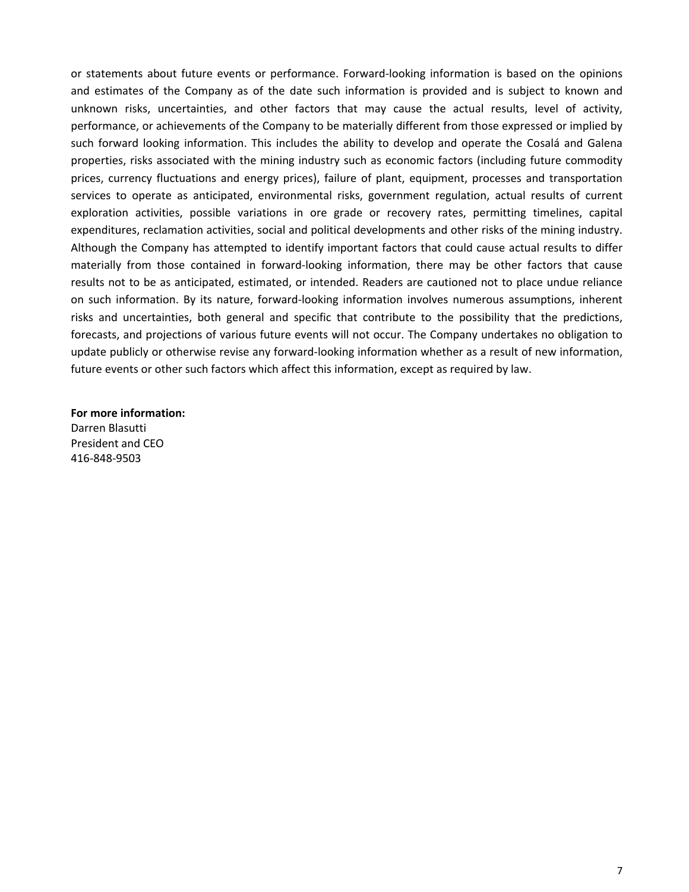or statements about future events or performance. Forward-looking information is based on the opinions and estimates of the Company as of the date such information is provided and is subject to known and unknown risks, uncertainties, and other factors that may cause the actual results, level of activity, performance, or achievements of the Company to be materially different from those expressed or implied by such forward looking information. This includes the ability to develop and operate the Cosalá and Galena properties, risks associated with the mining industry such as economic factors (including future commodity prices, currency fluctuations and energy prices), failure of plant, equipment, processes and transportation services to operate as anticipated, environmental risks, government regulation, actual results of current exploration activities, possible variations in ore grade or recovery rates, permitting timelines, capital expenditures, reclamation activities, social and political developments and other risks of the mining industry. Although the Company has attempted to identify important factors that could cause actual results to differ materially from those contained in forward-looking information, there may be other factors that cause results not to be as anticipated, estimated, or intended. Readers are cautioned not to place undue reliance on such information. By its nature, forward-looking information involves numerous assumptions, inherent risks and uncertainties, both general and specific that contribute to the possibility that the predictions, forecasts, and projections of various future events will not occur. The Company undertakes no obligation to update publicly or otherwise revise any forward-looking information whether as a result of new information, future events or other such factors which affect this information, except as required by law.

**For more information:**
Darren Blasutti
President and CEO
416-848-9503